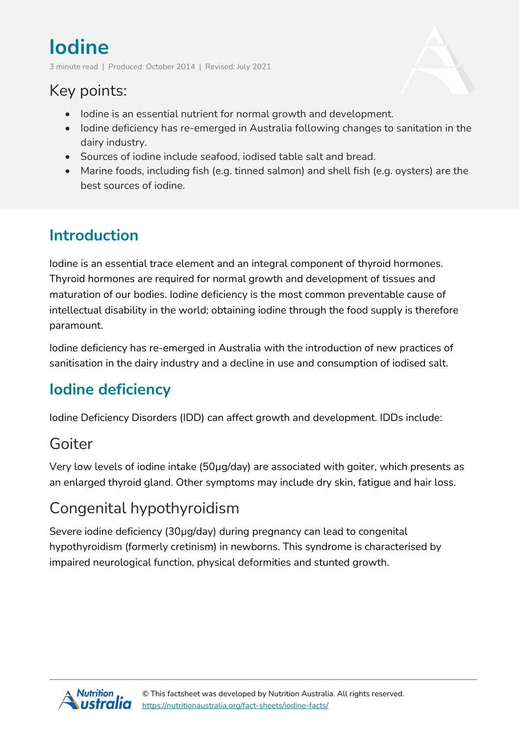# Iodine

3 minute read | Produced: October 2014 | Revised: July 2021

## Key points:

- Iodine is an essential nutrient for normal growth and development.
- Iodine deficiency has re-emerged in Australia following changes to sanitation in the dairy industry.
- Sources of iodine include seafood, iodised table salt and bread.
- Marine foods, including fish (e.g. tinned salmon) and shell fish (e.g. oysters) are the best sources of iodine.

## Introduction

Iodine is an essential trace element and an integral component of thyroid hormones. Thyroid hormones are required for normal growth and development of tissues and maturation of our bodies. Iodine deficiency is the most common preventable cause of intellectual disability in the world; obtaining iodine through the food supply is therefore paramount.

Iodine deficiency has re-emerged in Australia with the introduction of new practices of sanitisation in the dairy industry and a decline in use and consumption of iodised salt.

## Iodine deficiency

Iodine Deficiency Disorders (IDD) can affect growth and development. IDDs include:

### Goiter

Very low levels of iodine intake (50µg/day) are associated with goiter, which presents as an enlarged thyroid gland. Other symptoms may include dry skin, fatigue and hair loss.

### Congenital hypothyroidism

Severe iodine deficiency (30µg/day) during pregnancy can lead to congenital hypothyroidism (formerly cretinism) in newborns. This syndrome is characterised by impaired neurological function, physical deformities and stunted growth.

© This factsheet was developed by Nutrition Australia. All rights reserved.
https://nutritionaustralia.org/fact-sheets/iodine-facts/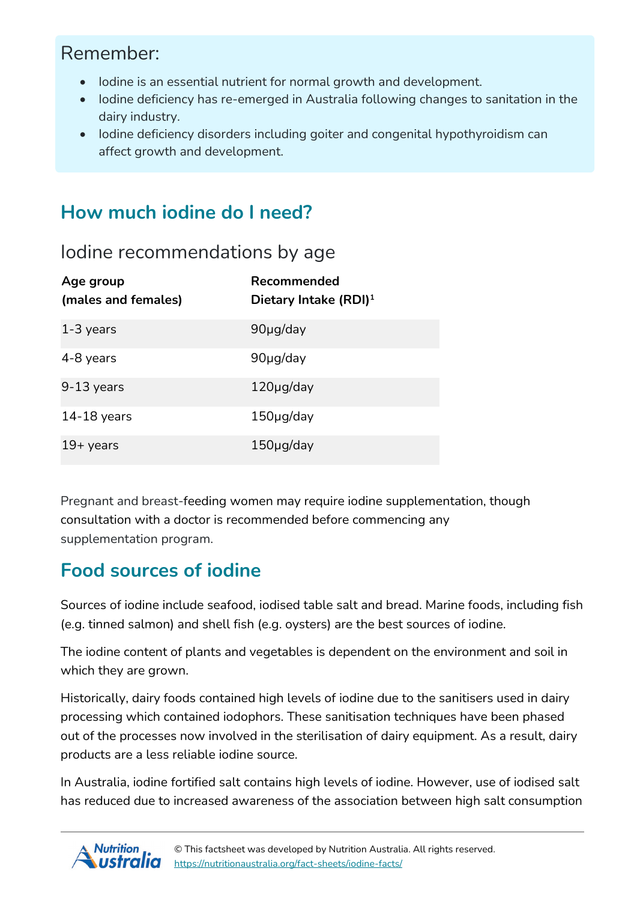Remember:

- Iodine is an essential nutrient for normal growth and development.
- Iodine deficiency has re-emerged in Australia following changes to sanitation in the dairy industry.
- Iodine deficiency disorders including goiter and congenital hypothyroidism can affect growth and development.

## How much iodine do I need?

### Iodine recommendations by age

| Age group (males and females) | Recommended Dietary Intake (RDI)[1] |
|---|---|
| 1-3 years | 90µg/day |
| 4-8 years | 90µg/day |
| 9-13 years | 120µg/day |
| 14-18 years | 150µg/day |
| 19+ years | 150µg/day |

Pregnant and breast-feeding women may require iodine supplementation, though consultation with a doctor is recommended before commencing any supplementation program.

## Food sources of iodine

Sources of iodine include seafood, iodised table salt and bread. Marine foods, including fish (e.g. tinned salmon) and shell fish (e.g. oysters) are the best sources of iodine.

The iodine content of plants and vegetables is dependent on the environment and soil in which they are grown.

Historically, dairy foods contained high levels of iodine due to the sanitisers used in dairy processing which contained iodophors. These sanitisation techniques have been phased out of the processes now involved in the sterilisation of dairy equipment. As a result, dairy products are a less reliable iodine source.

In Australia, iodine fortified salt contains high levels of iodine. However, use of iodised salt has reduced due to increased awareness of the association between high salt consumption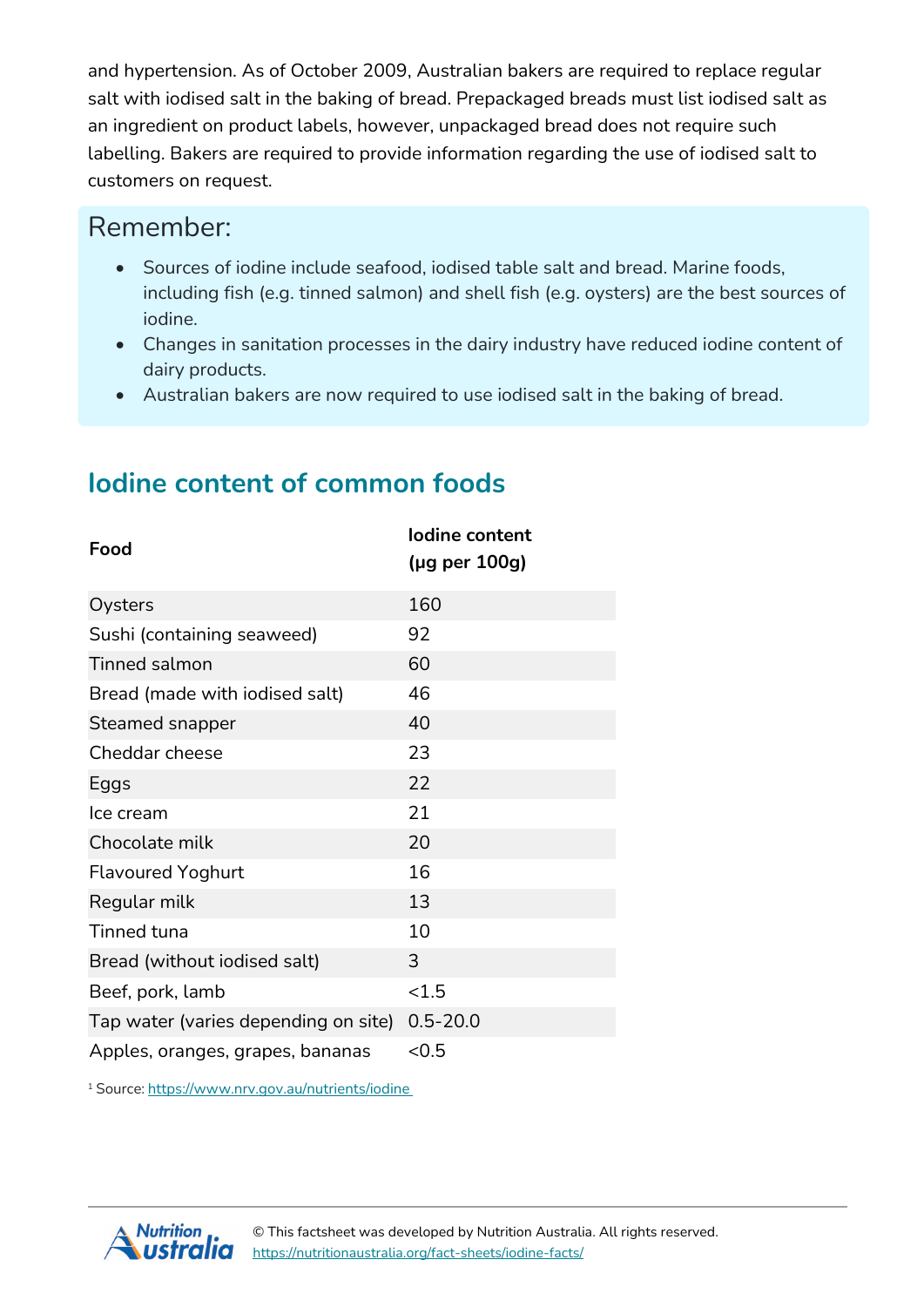and hypertension. As of October 2009, Australian bakers are required to replace regular salt with iodised salt in the baking of bread. Prepackaged breads must list iodised salt as an ingredient on product labels, however, unpackaged bread does not require such labelling. Bakers are required to provide information regarding the use of iodised salt to customers on request.

## Remember:

- Sources of iodine include seafood, iodised table salt and bread. Marine foods, including fish (e.g. tinned salmon) and shell fish (e.g. oysters) are the best sources of iodine.
- Changes in sanitation processes in the dairy industry have reduced iodine content of dairy products.
- Australian bakers are now required to use iodised salt in the baking of bread.

## Iodine content of common foods

| Food | Iodine content (μg per 100g) |
|---|---|
| Oysters | 160 |
| Sushi (containing seaweed) | 92 |
| Tinned salmon | 60 |
| Bread (made with iodised salt) | 46 |
| Steamed snapper | 40 |
| Cheddar cheese | 23 |
| Eggs | 22 |
| Ice cream | 21 |
| Chocolate milk | 20 |
| Flavoured Yoghurt | 16 |
| Regular milk | 13 |
| Tinned tuna | 10 |
| Bread (without iodised salt) | 3 |
| Beef, pork, lamb | <1.5 |
| Tap water (varies depending on site) | 0.5-20.0 |
| Apples, oranges, grapes, bananas | <0.5 |

[1] Source: https://www.nrv.gov.au/nutrients/iodine

© This factsheet was developed by Nutrition Australia. All rights reserved. https://nutritionaustralia.org/fact-sheets/iodine-facts/